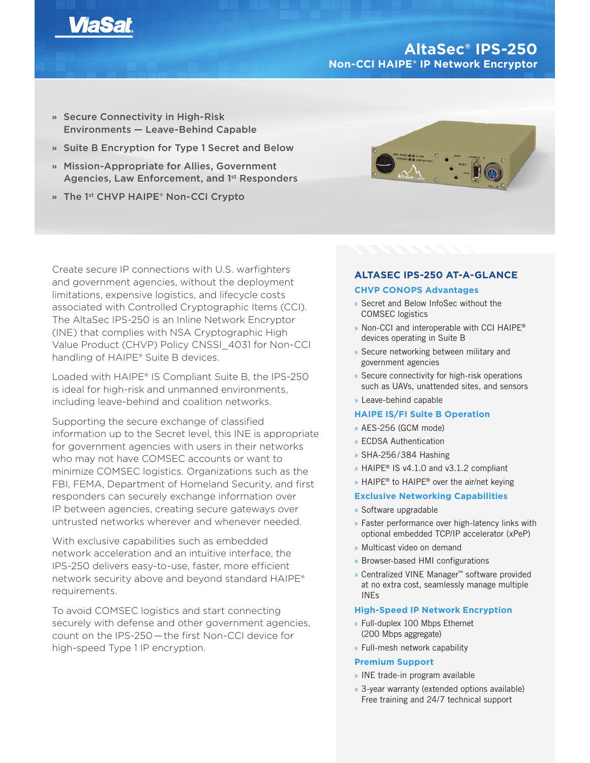ViaSat

# AltaSec® IPS-250

## Non-CCI HAIPE® IP Network Encryptor

- Secure Connectivity in High-Risk Environments — Leave-Behind Capable
- Suite B Encryption for Type 1 Secret and Below
- Mission-Appropriate for Allies, Government Agencies, Law Enforcement, and 1st Responders
- The 1st CHVP HAIPE® Non-CCI Crypto

Create secure IP connections with U.S. warfighters and government agencies, without the deployment limitations, expensive logistics, and lifecycle costs associated with Controlled Cryptographic Items (CCI). The AltaSec IPS-250 is an Inline Network Encryptor (INE) that complies with NSA Cryptographic High Value Product (CHVP) Policy CNSSI_4031 for Non-CCI handling of HAIPE® Suite B devices.

Loaded with HAIPE® IS Compliant Suite B, the IPS-250 is ideal for high-risk and unmanned environments, including leave-behind and coalition networks.

Supporting the secure exchange of classified information up to the Secret level, this INE is appropriate for government agencies with users in their networks who may not have COMSEC accounts or want to minimize COMSEC logistics. Organizations such as the FBI, FEMA, Department of Homeland Security, and first responders can securely exchange information over IP between agencies, creating secure gateways over untrusted networks wherever and whenever needed.

With exclusive capabilities such as embedded network acceleration and an intuitive interface, the IPS-250 delivers easy-to-use, faster, more efficient network security above and beyond standard HAIPE® requirements.

To avoid COMSEC logistics and start connecting securely with defense and other government agencies, count on the IPS-250 — the first Non-CCI device for high-speed Type 1 IP encryption.

## ALTASEC IPS-250 AT-A-GLANCE

### CHVP CONOPS Advantages

- Secret and Below InfoSec without the COMSEC logistics
- Non-CCI and interoperable with CCI HAIPE® devices operating in Suite B
- Secure networking between military and government agencies
- Secure connectivity for high-risk operations such as UAVs, unattended sites, and sensors
- Leave-behind capable

### HAIPE IS/FI Suite B Operation

- AES-256 (GCM mode)
- ECDSA Authentication
- SHA-256/384 Hashing
- HAIPE® IS v4.1.0 and v3.1.2 compliant
- HAIPE® to HAIPE® over the air/net keying

### Exclusive Networking Capabilities

- Software upgradable
- Faster performance over high-latency links with optional embedded TCP/IP accelerator (xPeP)
- Multicast video on demand
- Browser-based HMI configurations
- Centralized VINE Manager™ software provided at no extra cost, seamlessly manage multiple INEs

### High-Speed IP Network Encryption

- Full-duplex 100 Mbps Ethernet (200 Mbps aggregate)
- Full-mesh network capability

### Premium Support

- INE trade-in program available
- 3-year warranty (extended options available) Free training and 24/7 technical support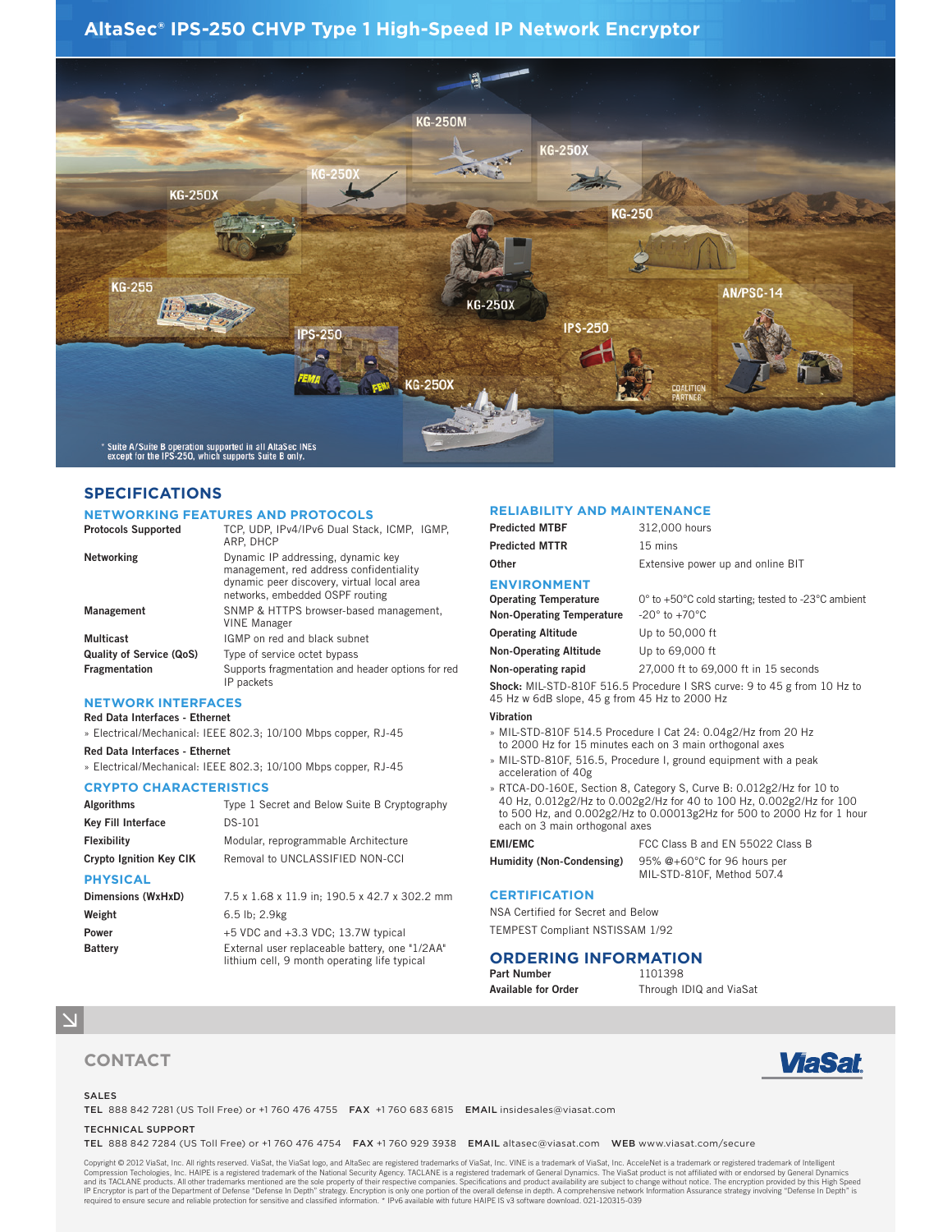# AltaSec® IPS-250 CHVP Type 1 High-Speed IP Network Encryptor

KG-250M

KG-250X

KG-250X

KG-250X

KG-250

KG-255

KG-250X

AN/PSC-14

IPS-250

IPS-250

KG-250X

COALITION PARTNER

* Suite A/Suite B operation supported in all AltaSec INEs except for the IPS-250, which supports Suite B only.

## SPECIFICATIONS

### NETWORKING FEATURES AND PROTOCOLS

| | |
|---|---|
| **Protocols Supported** | TCP, UDP, IPv4/IPv6 Dual Stack, ICMP, IGMP, ARP, DHCP |
| **Networking** | Dynamic IP addressing, dynamic key management, red address confidentiality dynamic peer discovery, virtual local area networks, embedded OSPF routing |
| **Management** | SNMP & HTTPS browser-based management, VINE Manager |
| **Multicast** | IGMP on red and black subnet |
| **Quality of Service (QoS)** | Type of service octet bypass |
| **Fragmentation** | Supports fragmentation and header options for red IP packets |

### NETWORK INTERFACES

**Red Data Interfaces - Ethernet**

» Electrical/Mechanical: IEEE 802.3; 10/100 Mbps copper, RJ-45

**Red Data Interfaces - Ethernet**

» Electrical/Mechanical: IEEE 802.3; 10/100 Mbps copper, RJ-45

### CRYPTO CHARACTERISTICS

| | |
|---|---|
| **Algorithms** | Type 1 Secret and Below Suite B Cryptography |
| **Key Fill Interface** | DS-101 |
| **Flexibility** | Modular, reprogrammable Architecture |
| **Crypto Ignition Key CIK** | Removal to UNCLASSIFIED NON-CCI |

### PHYSICAL

| | |
|---|---|
| **Dimensions (WxHxD)** | 7.5 x 1.68 x 11.9 in; 190.5 x 42.7 x 302.2 mm |
| **Weight** | 6.5 lb; 2.9kg |
| **Power** | +5 VDC and +3.3 VDC; 13.7W typical |
| **Battery** | External user replaceable battery, one "1/2AA" lithium cell, 9 month operating life typical |

### RELIABILITY AND MAINTENANCE

| | |
|---|---|
| **Predicted MTBF** | 312,000 hours |
| **Predicted MTTR** | 15 mins |
| **Other** | Extensive power up and online BIT |

### ENVIRONMENT

| | |
|---|---|
| **Operating Temperature** | 0° to +50°C cold starting; tested to -23°C ambient |
| **Non-Operating Temperature** | -20° to +70°C |
| **Operating Altitude** | Up to 50,000 ft |
| **Non-Operating Altitude** | Up to 69,000 ft |
| **Non-operating rapid** | 27,000 ft to 69,000 ft in 15 seconds |

**Shock:** MIL-STD-810F 516.5 Procedure I SRS curve: 9 to 45 g from 10 Hz to 45 Hz w 6dB slope, 45 g from 45 Hz to 2000 Hz

**Vibration**

» MIL-STD-810F 514.5 Procedure I Cat 24: 0.04g2/Hz from 20 Hz to 2000 Hz for 15 minutes each on 3 main orthogonal axes

» MIL-STD-810F, 516.5, Procedure I, ground equipment with a peak acceleration of 40g

» RTCA-DO-160E, Section 8, Category S, Curve B: 0.012g2/Hz for 10 to 40 Hz, 0.012g2/Hz to 0.002g2/Hz for 40 to 100 Hz, 0.002g2/Hz for 100 to 500 Hz, and 0.002g2/Hz to 0.00013g2Hz for 500 to 2000 Hz for 1 hour each on 3 main orthogonal axes

| | |
|---|---|
| **EMI/EMC** | FCC Class B and EN 55022 Class B |
| **Humidity (Non-Condensing)** | 95% @+60°C for 96 hours per MIL-STD-810F, Method 507.4 |

### CERTIFICATION

NSA Certified for Secret and Below

TEMPEST Compliant NSTISSAM 1/92

### ORDERING INFORMATION

| | |
|---|---|
| **Part Number** | 1101398 |
| **Available for Order** | Through IDIQ and ViaSat |

## CONTACT

ViaSat

SALES

**TEL** 888 842 7281 (US Toll Free) or +1 760 476 4755 **FAX** +1 760 683 6815 **EMAIL** insidesales@viasat.com

TECHNICAL SUPPORT

**TEL** 888 842 7284 (US Toll Free) or +1 760 476 4754 **FAX** +1 760 929 3938 **EMAIL** altasec@viasat.com **WEB** www.viasat.com/secure

Copyright © 2012 ViaSat, Inc. All rights reserved. ViaSat, the ViaSat logo, and AltaSec are registered trademarks of ViaSat, Inc. VINE is a trademark of ViaSat, Inc. AcceleNet is a trademark or registered trademark of Intelligent Compression Technologies, Inc. HAIPE is a registered trademark of the National Security Agency. TACLANE is a registered trademark of General Dynamics. The ViaSat product is not affiliated with or endorsed by General Dynamics and its TACLANE products. All other trademarks mentioned are the sole property of their respective companies. Specifications and product availability are subject to change without notice. The encryption provided by this High Speed IP Encryptor is part of the Department of Defense "Defense In Depth" strategy. Encryption is only one portion of the overall defense in depth. A comprehensive network Information Assurance strategy involving "Defense In Depth" is required to ensure secure and reliable protection for sensitive and classified information. * IPv6 available with future HAIPE IS v3 software download. 021-120315-039